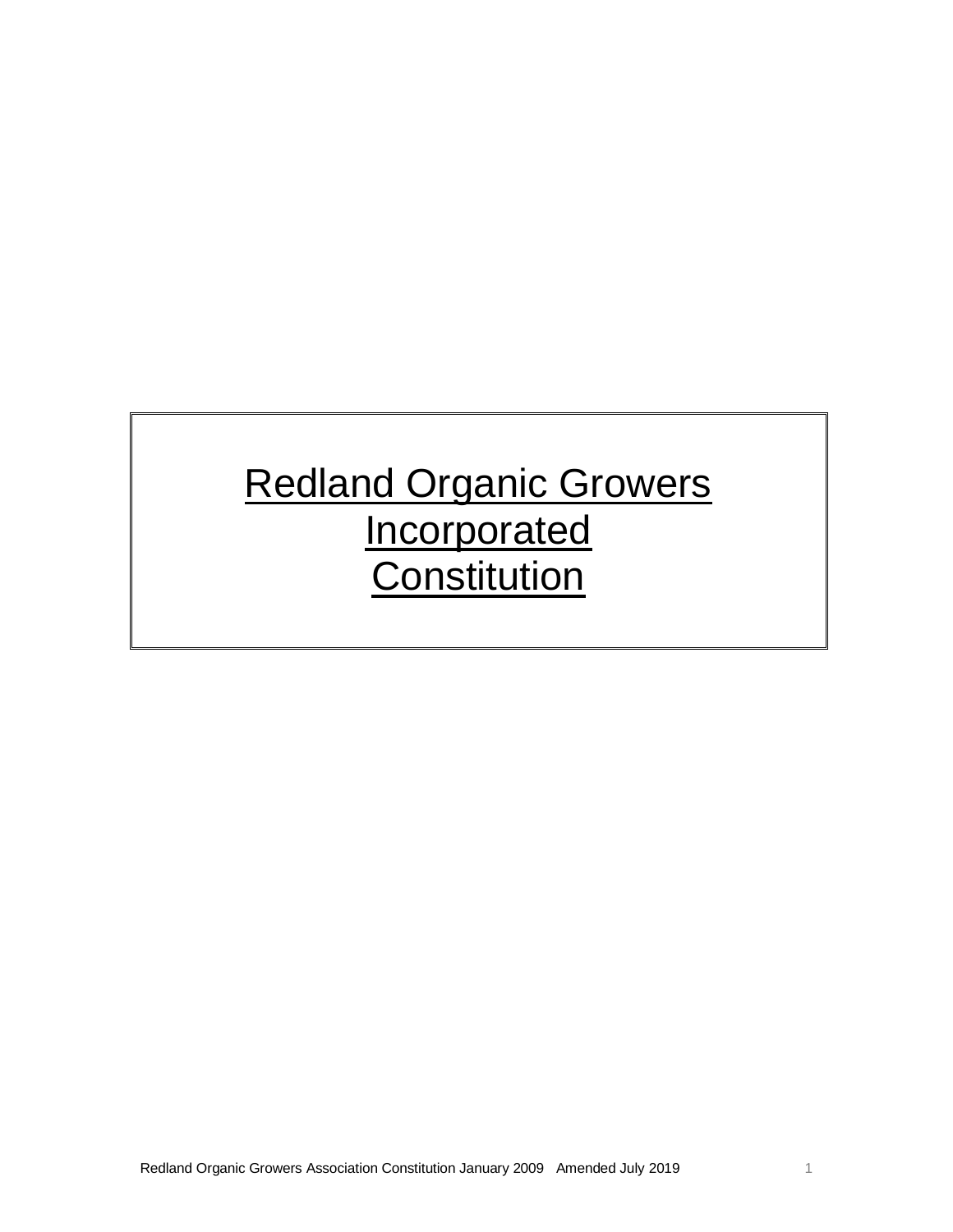# Redland Organic Growers Incorporated Constitution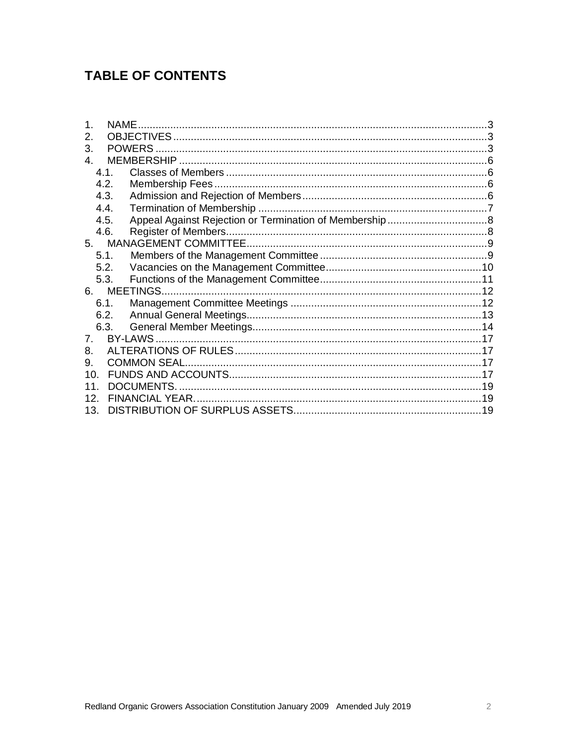# TABLE OF CONTENTS

1. NAME ........................................................................................................ 3
2. OBJECTIVES ............................................................................................ 3
3. POWERS .................................................................................................. 3
4. MEMBERSHIP ........................................................................................... 6
   - 4.1. Classes of Members ....................................................................... 6
   - 4.2. Membership Fees ............................................................................ 6
   - 4.3. Admission and Rejection of Members ............................................ 6
   - 4.4. Termination of Membership ............................................................ 7
   - 4.5. Appeal Against Rejection or Termination of Membership ............... 8
   - 4.6. Register of Members ....................................................................... 8
5. MANAGEMENT COMMITTEE ................................................................... 9
   - 5.1. Members of the Management Committee ...................................... 9
   - 5.2. Vacancies on the Management Committee .................................. 10
   - 5.3. Functions of the Management Committee .................................... 11
6. MEETINGS .............................................................................................. 12
   - 6.1. Management Committee Meetings ............................................... 12
   - 6.2. Annual General Meetings .............................................................. 13
   - 6.3. General Member Meetings ............................................................ 14
7. BY-LAWS ................................................................................................ 17
8. ALTERATIONS OF RULES ..................................................................... 17
9. COMMON SEAL ...................................................................................... 17
10. FUNDS AND ACCOUNTS ...................................................................... 17
11. DOCUMENTS. ........................................................................................ 19
12. FINANCIAL YEAR. .................................................................................. 19
13. DISTRIBUTION OF SURPLUS ASSETS. ............................................... 19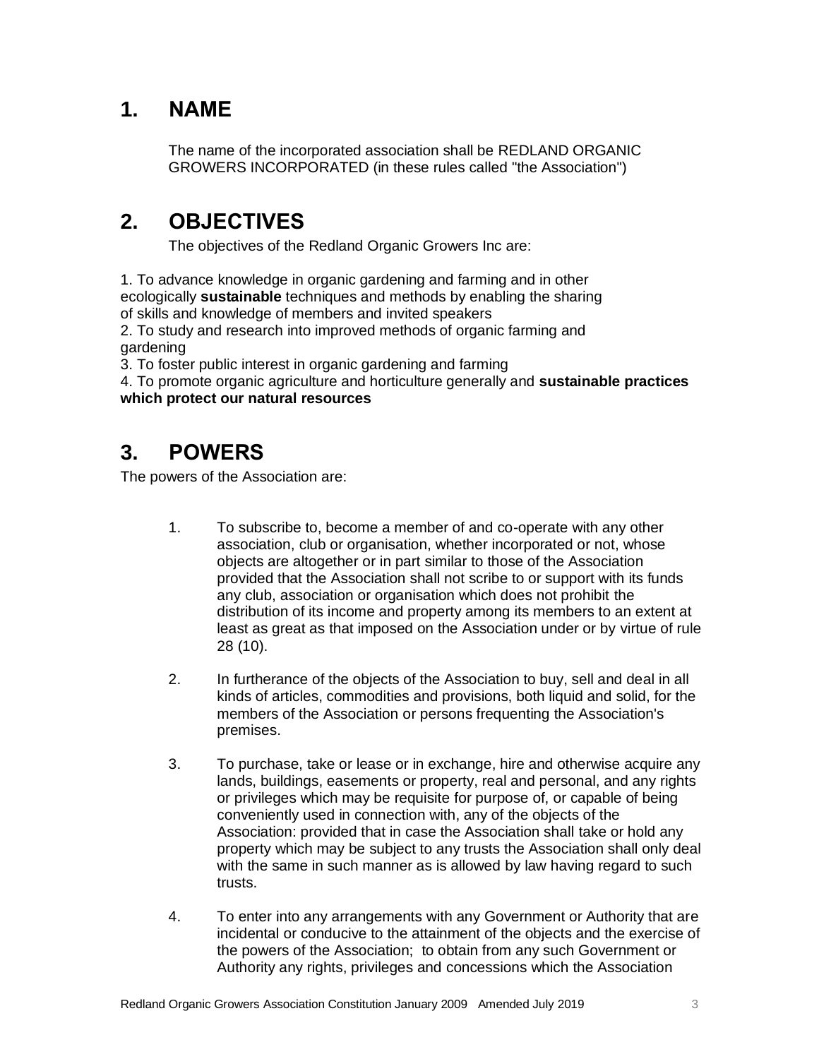# 1. NAME

The name of the incorporated association shall be REDLAND ORGANIC GROWERS INCORPORATED (in these rules called "the Association")

# 2. OBJECTIVES

The objectives of the Redland Organic Growers Inc are:

1. To advance knowledge in organic gardening and farming and in other ecologically **sustainable** techniques and methods by enabling the sharing of skills and knowledge of members and invited speakers
2. To study and research into improved methods of organic farming and gardening
3. To foster public interest in organic gardening and farming
4. To promote organic agriculture and horticulture generally and **sustainable practices which protect our natural resources**

# 3. POWERS

The powers of the Association are:

1. To subscribe to, become a member of and co-operate with any other association, club or organisation, whether incorporated or not, whose objects are altogether or in part similar to those of the Association provided that the Association shall not scribe to or support with its funds any club, association or organisation which does not prohibit the distribution of its income and property among its members to an extent at least as great as that imposed on the Association under or by virtue of rule 28 (10).

2. In furtherance of the objects of the Association to buy, sell and deal in all kinds of articles, commodities and provisions, both liquid and solid, for the members of the Association or persons frequenting the Association's premises.

3. To purchase, take or lease or in exchange, hire and otherwise acquire any lands, buildings, easements or property, real and personal, and any rights or privileges which may be requisite for purpose of, or capable of being conveniently used in connection with, any of the objects of the Association: provided that in case the Association shall take or hold any property which may be subject to any trusts the Association shall only deal with the same in such manner as is allowed by law having regard to such trusts.

4. To enter into any arrangements with any Government or Authority that are incidental or conducive to the attainment of the objects and the exercise of the powers of the Association; to obtain from any such Government or Authority any rights, privileges and concessions which the Association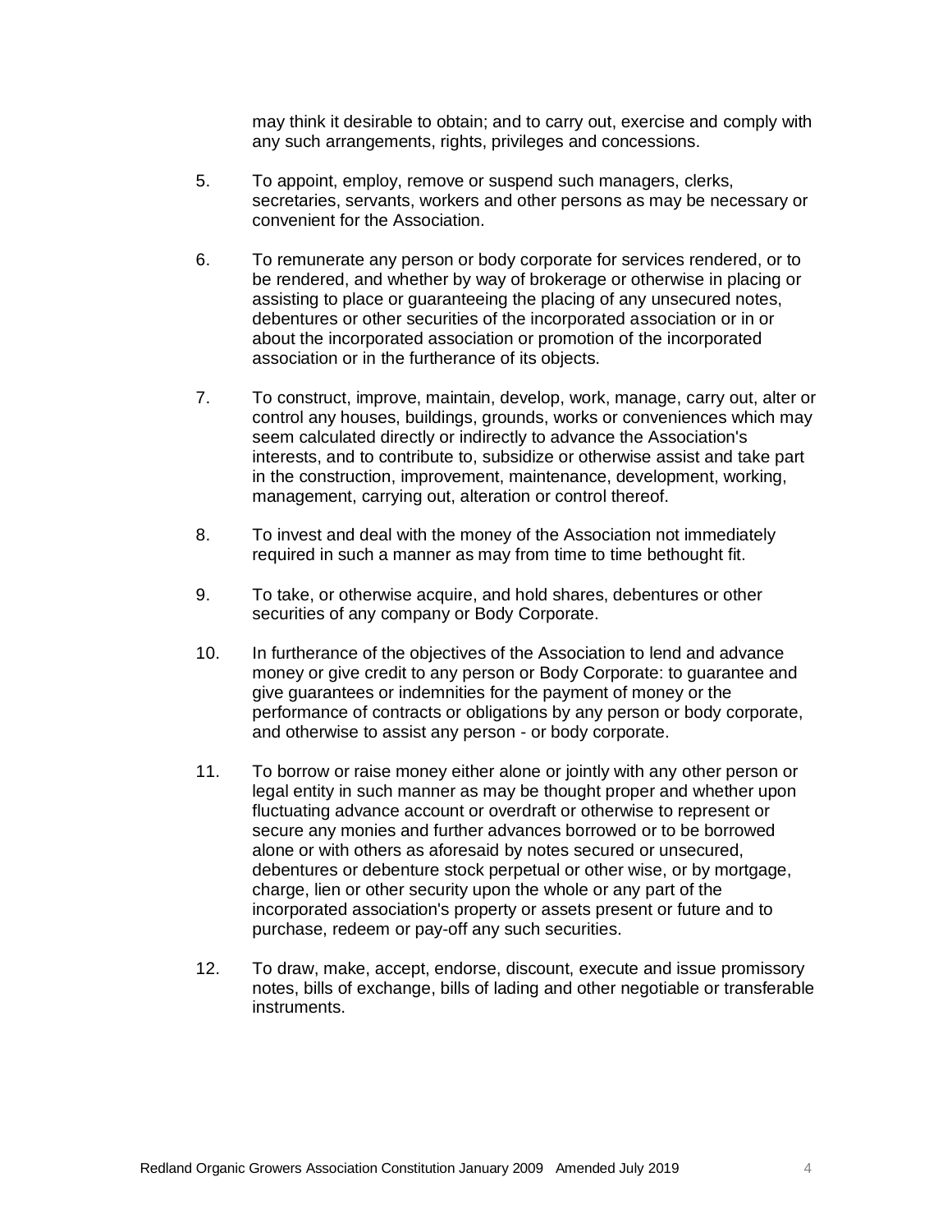may think it desirable to obtain; and to carry out, exercise and comply with any such arrangements, rights, privileges and concessions.

5. To appoint, employ, remove or suspend such managers, clerks, secretaries, servants, workers and other persons as may be necessary or convenient for the Association.

6. To remunerate any person or body corporate for services rendered, or to be rendered, and whether by way of brokerage or otherwise in placing or assisting to place or guaranteeing the placing of any unsecured notes, debentures or other securities of the incorporated association or in or about the incorporated association or promotion of the incorporated association or in the furtherance of its objects.

7. To construct, improve, maintain, develop, work, manage, carry out, alter or control any houses, buildings, grounds, works or conveniences which may seem calculated directly or indirectly to advance the Association's interests, and to contribute to, subsidize or otherwise assist and take part in the construction, improvement, maintenance, development, working, management, carrying out, alteration or control thereof.

8. To invest and deal with the money of the Association not immediately required in such a manner as may from time to time bethought fit.

9. To take, or otherwise acquire, and hold shares, debentures or other securities of any company or Body Corporate.

10. In furtherance of the objectives of the Association to lend and advance money or give credit to any person or Body Corporate: to guarantee and give guarantees or indemnities for the payment of money or the performance of contracts or obligations by any person or body corporate, and otherwise to assist any person - or body corporate.

11. To borrow or raise money either alone or jointly with any other person or legal entity in such manner as may be thought proper and whether upon fluctuating advance account or overdraft or otherwise to represent or secure any monies and further advances borrowed or to be borrowed alone or with others as aforesaid by notes secured or unsecured, debentures or debenture stock perpetual or other wise, or by mortgage, charge, lien or other security upon the whole or any part of the incorporated association's property or assets present or future and to purchase, redeem or pay-off any such securities.

12. To draw, make, accept, endorse, discount, execute and issue promissory notes, bills of exchange, bills of lading and other negotiable or transferable instruments.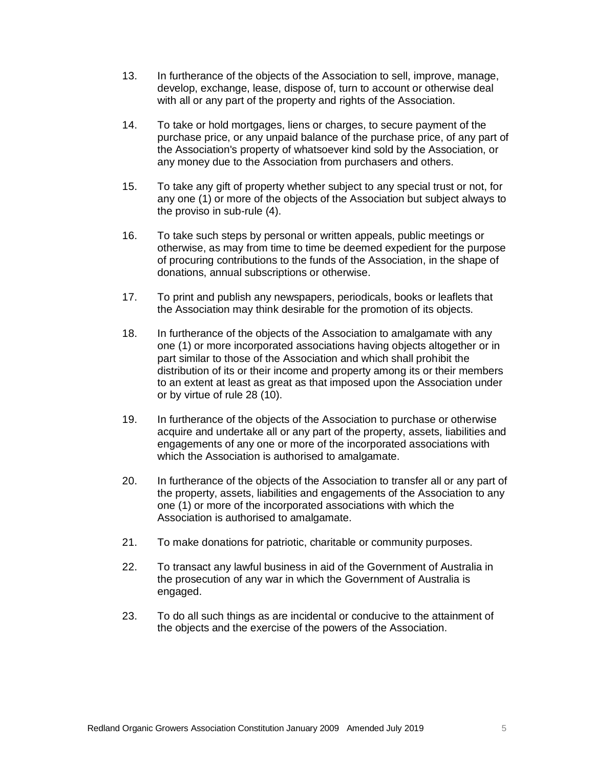13. In furtherance of the objects of the Association to sell, improve, manage, develop, exchange, lease, dispose of, turn to account or otherwise deal with all or any part of the property and rights of the Association.

14. To take or hold mortgages, liens or charges, to secure payment of the purchase price, or any unpaid balance of the purchase price, of any part of the Association's property of whatsoever kind sold by the Association, or any money due to the Association from purchasers and others.

15. To take any gift of property whether subject to any special trust or not, for any one (1) or more of the objects of the Association but subject always to the proviso in sub-rule (4).

16. To take such steps by personal or written appeals, public meetings or otherwise, as may from time to time be deemed expedient for the purpose of procuring contributions to the funds of the Association, in the shape of donations, annual subscriptions or otherwise.

17. To print and publish any newspapers, periodicals, books or leaflets that the Association may think desirable for the promotion of its objects.

18. In furtherance of the objects of the Association to amalgamate with any one (1) or more incorporated associations having objects altogether or in part similar to those of the Association and which shall prohibit the distribution of its or their income and property among its or their members to an extent at least as great as that imposed upon the Association under or by virtue of rule 28 (10).

19. In furtherance of the objects of the Association to purchase or otherwise acquire and undertake all or any part of the property, assets, liabilities and engagements of any one or more of the incorporated associations with which the Association is authorised to amalgamate.

20. In furtherance of the objects of the Association to transfer all or any part of the property, assets, liabilities and engagements of the Association to any one (1) or more of the incorporated associations with which the Association is authorised to amalgamate.

21. To make donations for patriotic, charitable or community purposes.

22. To transact any lawful business in aid of the Government of Australia in the prosecution of any war in which the Government of Australia is engaged.

23. To do all such things as are incidental or conducive to the attainment of the objects and the exercise of the powers of the Association.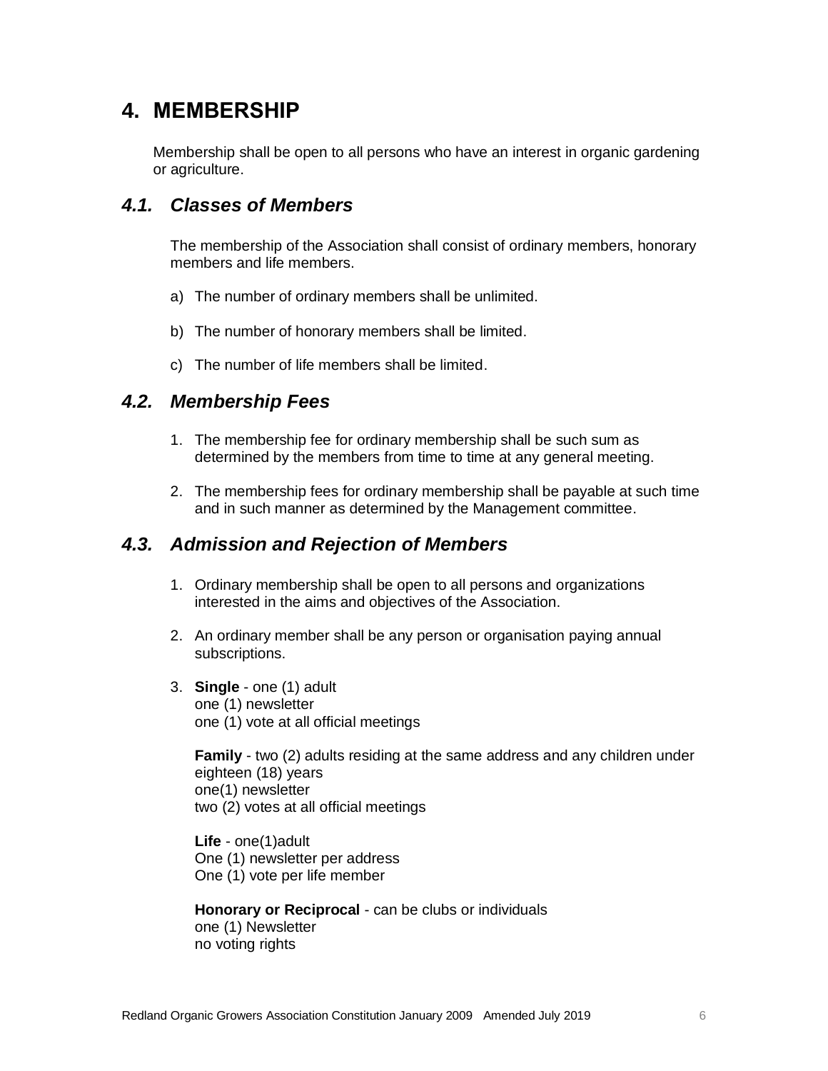# 4. MEMBERSHIP

Membership shall be open to all persons who have an interest in organic gardening or agriculture.

## *4.1. Classes of Members*

The membership of the Association shall consist of ordinary members, honorary members and life members.

a) The number of ordinary members shall be unlimited.

b) The number of honorary members shall be limited.

c) The number of life members shall be limited.

## *4.2. Membership Fees*

1. The membership fee for ordinary membership shall be such sum as determined by the members from time to time at any general meeting.

2. The membership fees for ordinary membership shall be payable at such time and in such manner as determined by the Management committee.

## *4.3. Admission and Rejection of Members*

1. Ordinary membership shall be open to all persons and organizations interested in the aims and objectives of the Association.

2. An ordinary member shall be any person or organisation paying annual subscriptions.

3. **Single** - one (1) adult
   one (1) newsletter
   one (1) vote at all official meetings

   **Family** - two (2) adults residing at the same address and any children under eighteen (18) years
   one(1) newsletter
   two (2) votes at all official meetings

   **Life** - one(1)adult
   One (1) newsletter per address
   One (1) vote per life member

   **Honorary or Reciprocal** - can be clubs or individuals
   one (1) Newsletter
   no voting rights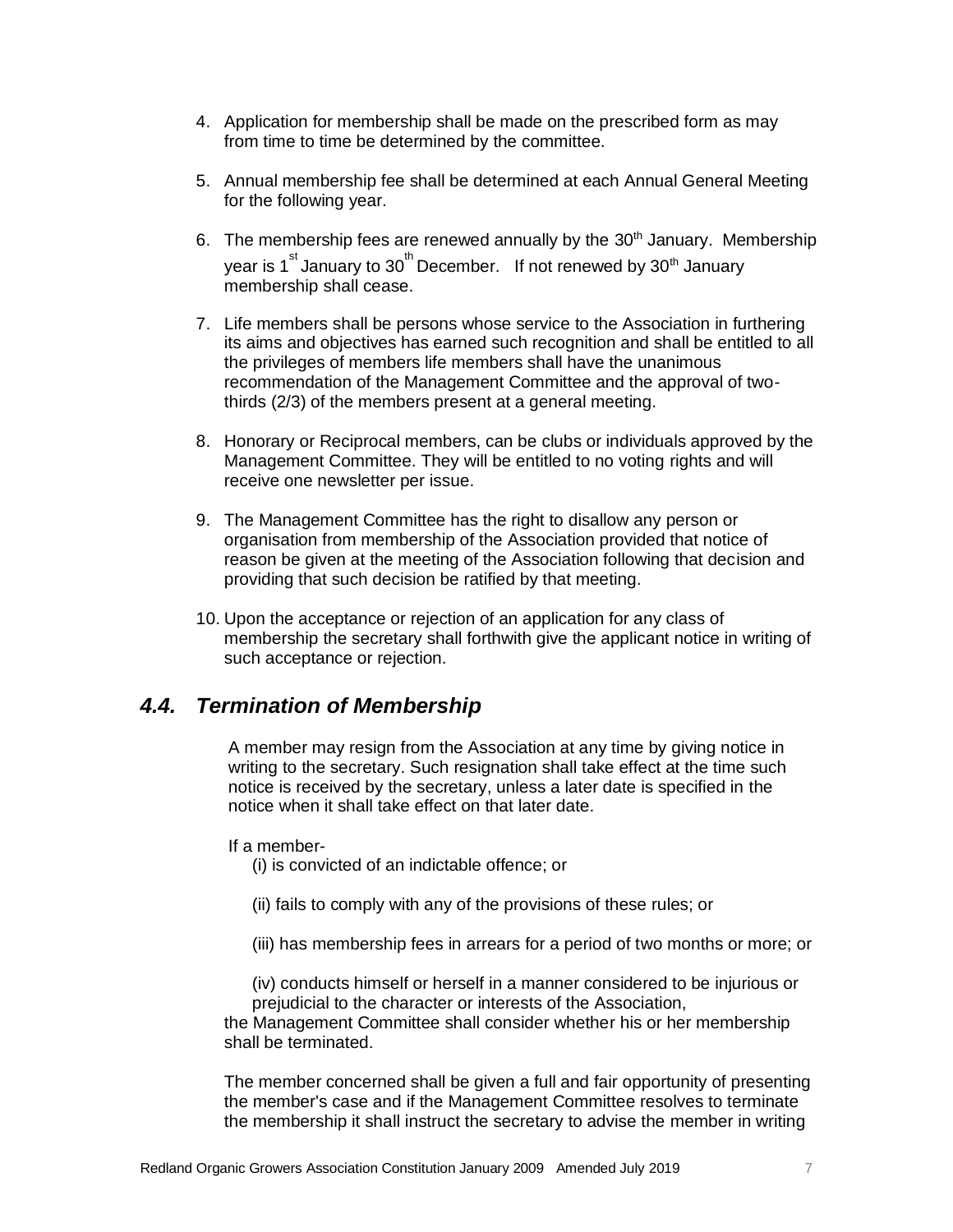4. Application for membership shall be made on the prescribed form as may from time to time be determined by the committee.

5. Annual membership fee shall be determined at each Annual General Meeting for the following year.

6. The membership fees are renewed annually by the 30th January. Membership year is 1st January to 30th December. If not renewed by 30th January membership shall cease.

7. Life members shall be persons whose service to the Association in furthering its aims and objectives has earned such recognition and shall be entitled to all the privileges of members life members shall have the unanimous recommendation of the Management Committee and the approval of two-thirds (2/3) of the members present at a general meeting.

8. Honorary or Reciprocal members, can be clubs or individuals approved by the Management Committee. They will be entitled to no voting rights and will receive one newsletter per issue.

9. The Management Committee has the right to disallow any person or organisation from membership of the Association provided that notice of reason be given at the meeting of the Association following that decision and providing that such decision be ratified by that meeting.

10. Upon the acceptance or rejection of an application for any class of membership the secretary shall forthwith give the applicant notice in writing of such acceptance or rejection.

## *4.4. Termination of Membership*

A member may resign from the Association at any time by giving notice in writing to the secretary. Such resignation shall take effect at the time such notice is received by the secretary, unless a later date is specified in the notice when it shall take effect on that later date.

If a member-

(i) is convicted of an indictable offence; or

(ii) fails to comply with any of the provisions of these rules; or

(iii) has membership fees in arrears for a period of two months or more; or

(iv) conducts himself or herself in a manner considered to be injurious or prejudicial to the character or interests of the Association,

the Management Committee shall consider whether his or her membership shall be terminated.

The member concerned shall be given a full and fair opportunity of presenting the member's case and if the Management Committee resolves to terminate the membership it shall instruct the secretary to advise the member in writing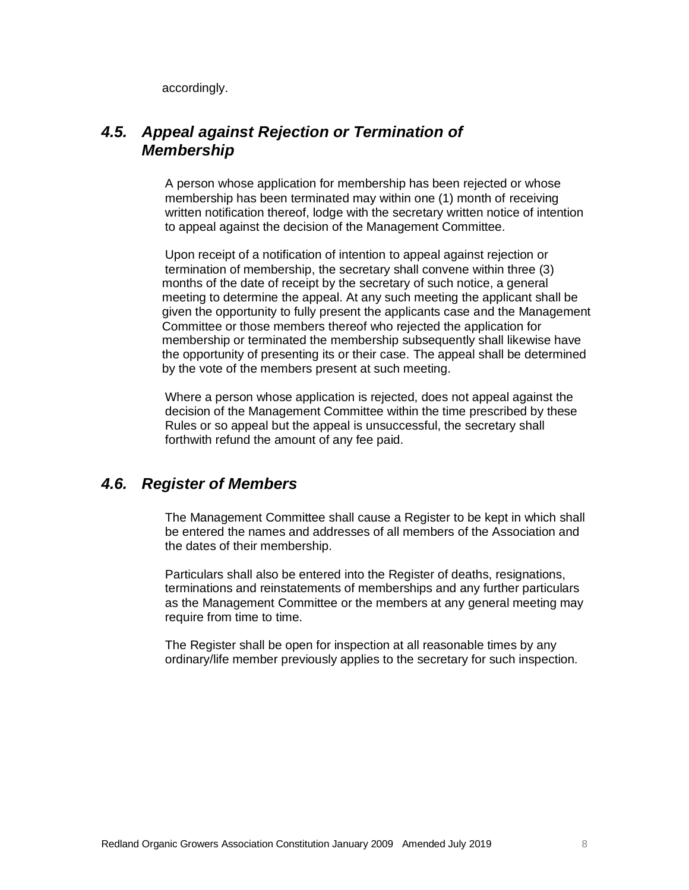accordingly.

## *4.5. Appeal against Rejection or Termination of Membership*

A person whose application for membership has been rejected or whose membership has been terminated may within one (1) month of receiving written notification thereof, lodge with the secretary written notice of intention to appeal against the decision of the Management Committee.

Upon receipt of a notification of intention to appeal against rejection or termination of membership, the secretary shall convene within three (3) months of the date of receipt by the secretary of such notice, a general meeting to determine the appeal. At any such meeting the applicant shall be given the opportunity to fully present the applicants case and the Management Committee or those members thereof who rejected the application for membership or terminated the membership subsequently shall likewise have the opportunity of presenting its or their case. The appeal shall be determined by the vote of the members present at such meeting.

Where a person whose application is rejected, does not appeal against the decision of the Management Committee within the time prescribed by these Rules or so appeal but the appeal is unsuccessful, the secretary shall forthwith refund the amount of any fee paid.

## *4.6. Register of Members*

The Management Committee shall cause a Register to be kept in which shall be entered the names and addresses of all members of the Association and the dates of their membership.

Particulars shall also be entered into the Register of deaths, resignations, terminations and reinstatements of memberships and any further particulars as the Management Committee or the members at any general meeting may require from time to time.

The Register shall be open for inspection at all reasonable times by any ordinary/life member previously applies to the secretary for such inspection.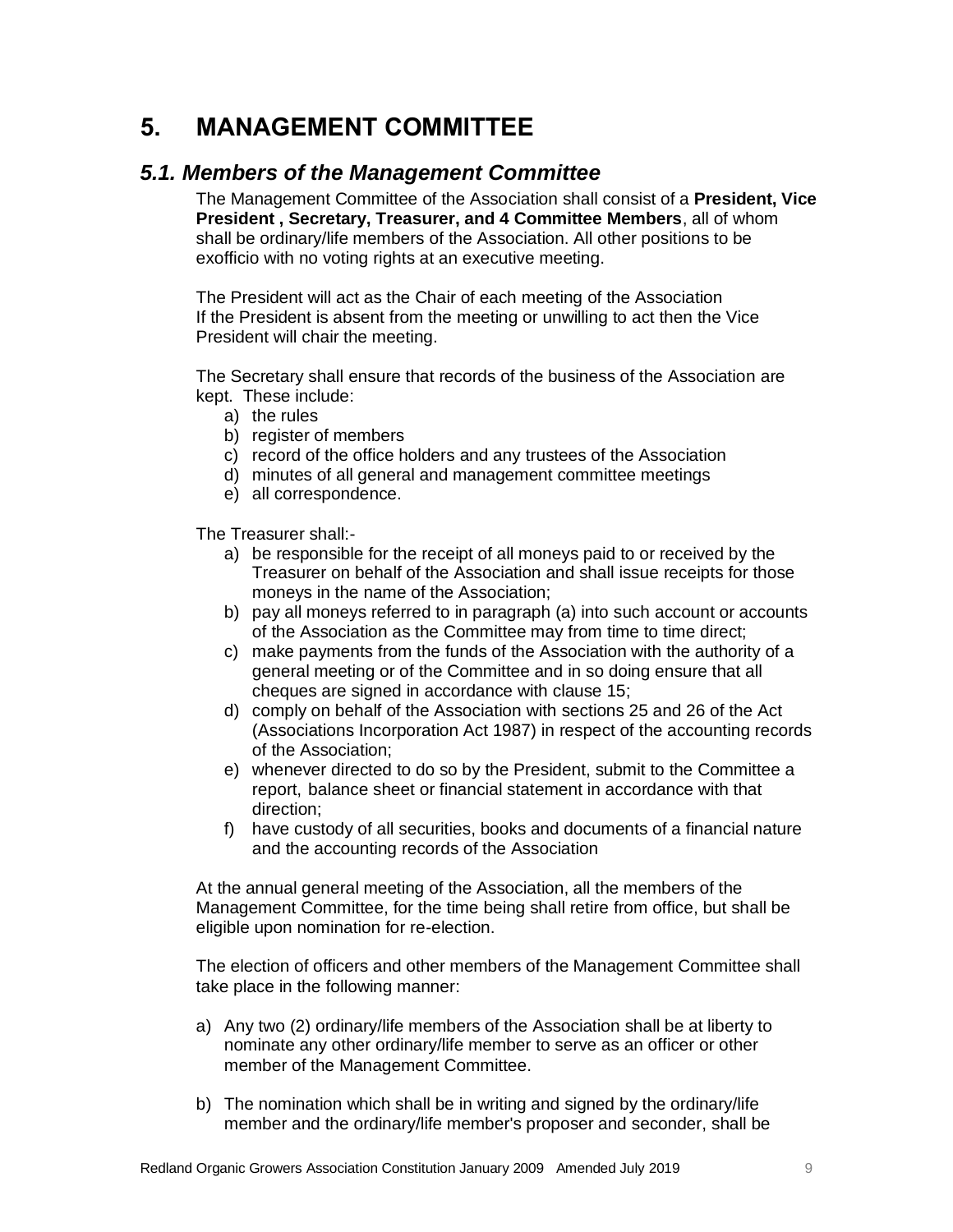# 5. MANAGEMENT COMMITTEE

## *5.1. Members of the Management Committee*

The Management Committee of the Association shall consist of a **President, Vice President , Secretary, Treasurer, and 4 Committee Members**, all of whom shall be ordinary/life members of the Association. All other positions to be exofficio with no voting rights at an executive meeting.

The President will act as the Chair of each meeting of the Association If the President is absent from the meeting or unwilling to act then the Vice President will chair the meeting.

The Secretary shall ensure that records of the business of the Association are kept. These include:

a) the rules
b) register of members
c) record of the office holders and any trustees of the Association
d) minutes of all general and management committee meetings
e) all correspondence.

The Treasurer shall:-

a) be responsible for the receipt of all moneys paid to or received by the Treasurer on behalf of the Association and shall issue receipts for those moneys in the name of the Association;
b) pay all moneys referred to in paragraph (a) into such account or accounts of the Association as the Committee may from time to time direct;
c) make payments from the funds of the Association with the authority of a general meeting or of the Committee and in so doing ensure that all cheques are signed in accordance with clause 15;
d) comply on behalf of the Association with sections 25 and 26 of the Act (Associations Incorporation Act 1987) in respect of the accounting records of the Association;
e) whenever directed to do so by the President, submit to the Committee a report, balance sheet or financial statement in accordance with that direction;
f) have custody of all securities, books and documents of a financial nature and the accounting records of the Association

At the annual general meeting of the Association, all the members of the Management Committee, for the time being shall retire from office, but shall be eligible upon nomination for re-election.

The election of officers and other members of the Management Committee shall take place in the following manner:

a) Any two (2) ordinary/life members of the Association shall be at liberty to nominate any other ordinary/life member to serve as an officer or other member of the Management Committee.

b) The nomination which shall be in writing and signed by the ordinary/life member and the ordinary/life member's proposer and seconder, shall be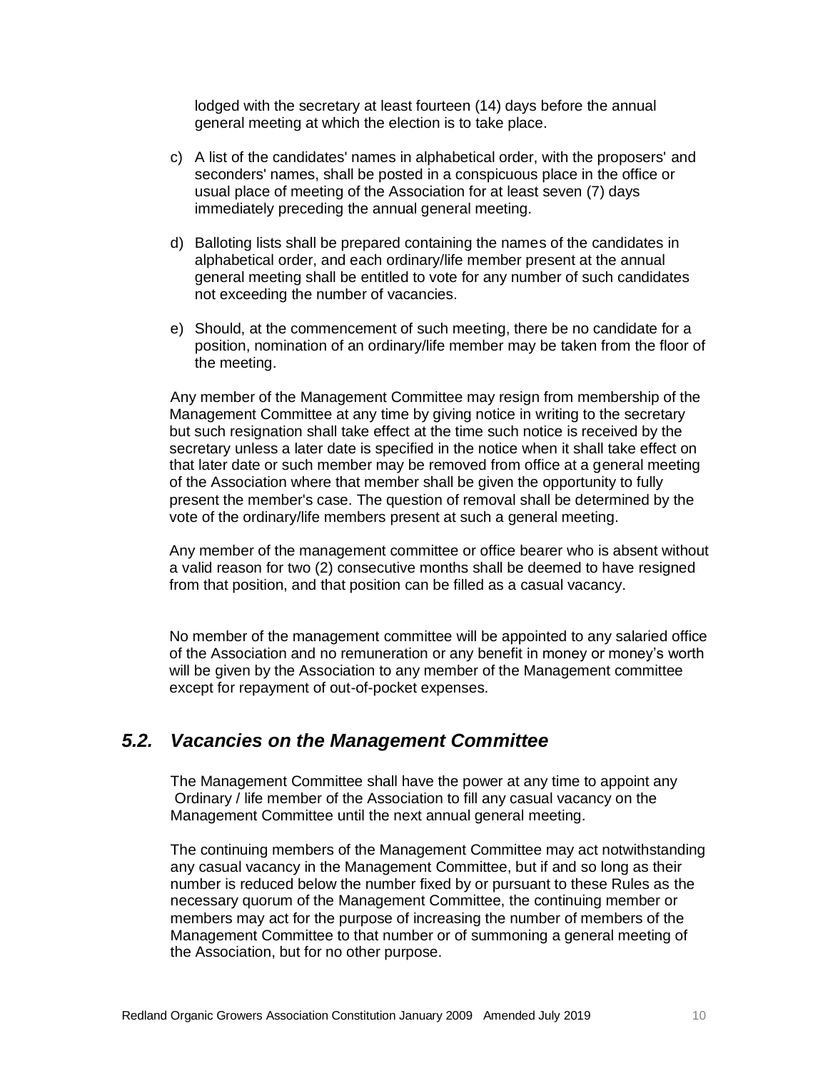lodged with the secretary at least fourteen (14) days before the annual general meeting at which the election is to take place.

c) A list of the candidates' names in alphabetical order, with the proposers' and seconders' names, shall be posted in a conspicuous place in the office or usual place of meeting of the Association for at least seven (7) days immediately preceding the annual general meeting.

d) Balloting lists shall be prepared containing the names of the candidates in alphabetical order, and each ordinary/life member present at the annual general meeting shall be entitled to vote for any number of such candidates not exceeding the number of vacancies.

e) Should, at the commencement of such meeting, there be no candidate for a position, nomination of an ordinary/life member may be taken from the floor of the meeting.

Any member of the Management Committee may resign from membership of the Management Committee at any time by giving notice in writing to the secretary but such resignation shall take effect at the time such notice is received by the secretary unless a later date is specified in the notice when it shall take effect on that later date or such member may be removed from office at a general meeting of the Association where that member shall be given the opportunity to fully present the member's case. The question of removal shall be determined by the vote of the ordinary/life members present at such a general meeting.

Any member of the management committee or office bearer who is absent without a valid reason for two (2) consecutive months shall be deemed to have resigned from that position, and that position can be filled as a casual vacancy.

No member of the management committee will be appointed to any salaried office of the Association and no remuneration or any benefit in money or money's worth will be given by the Association to any member of the Management committee except for repayment of out-of-pocket expenses.

## *5.2. Vacancies on the Management Committee*

The Management Committee shall have the power at any time to appoint any Ordinary / life member of the Association to fill any casual vacancy on the Management Committee until the next annual general meeting.

The continuing members of the Management Committee may act notwithstanding any casual vacancy in the Management Committee, but if and so long as their number is reduced below the number fixed by or pursuant to these Rules as the necessary quorum of the Management Committee, the continuing member or members may act for the purpose of increasing the number of members of the Management Committee to that number or of summoning a general meeting of the Association, but for no other purpose.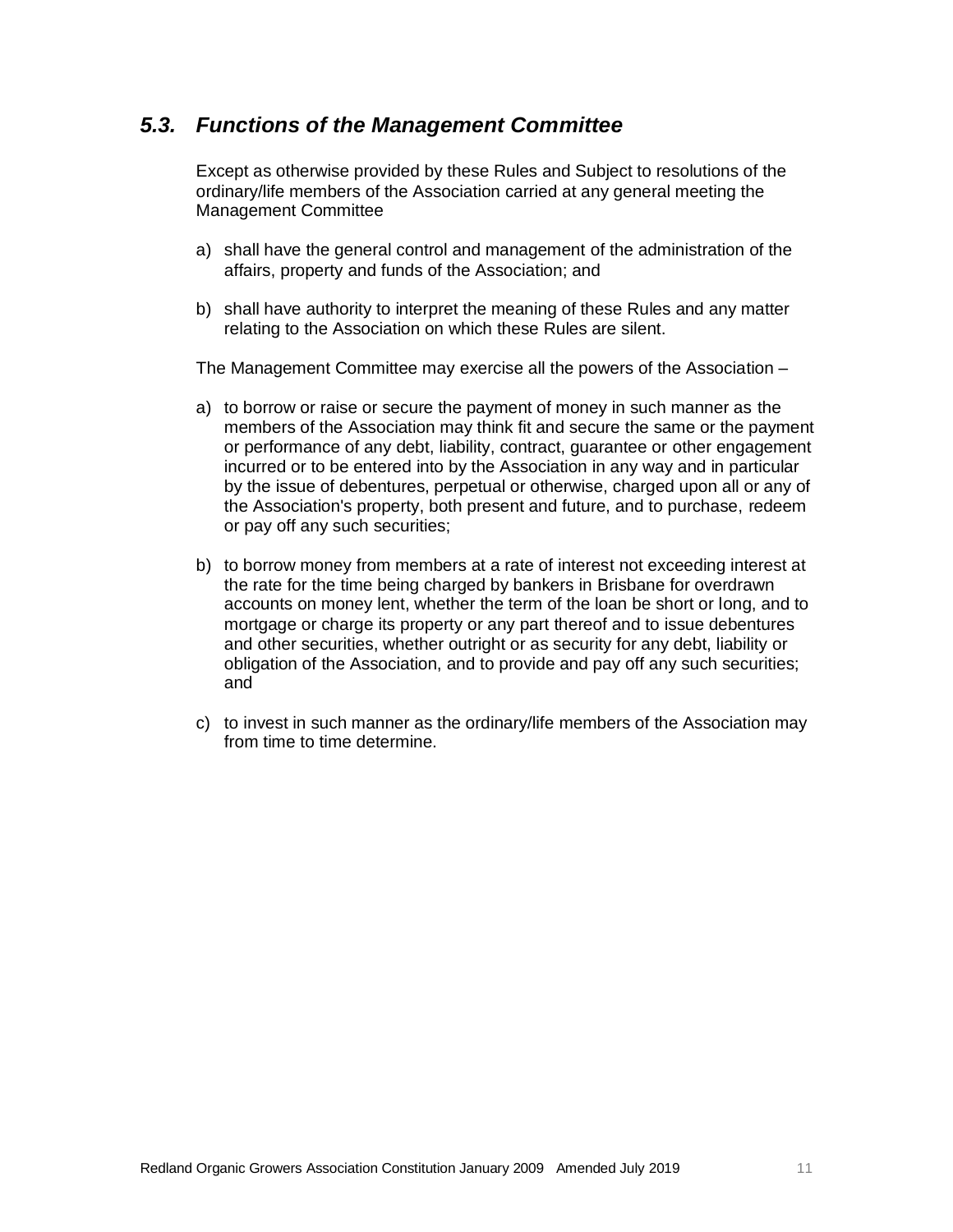## *5.3. Functions of the Management Committee*

Except as otherwise provided by these Rules and Subject to resolutions of the ordinary/life members of the Association carried at any general meeting the Management Committee

a) shall have the general control and management of the administration of the affairs, property and funds of the Association; and

b) shall have authority to interpret the meaning of these Rules and any matter relating to the Association on which these Rules are silent.

The Management Committee may exercise all the powers of the Association –

a) to borrow or raise or secure the payment of money in such manner as the members of the Association may think fit and secure the same or the payment or performance of any debt, liability, contract, guarantee or other engagement incurred or to be entered into by the Association in any way and in particular by the issue of debentures, perpetual or otherwise, charged upon all or any of the Association's property, both present and future, and to purchase, redeem or pay off any such securities;

b) to borrow money from members at a rate of interest not exceeding interest at the rate for the time being charged by bankers in Brisbane for overdrawn accounts on money lent, whether the term of the loan be short or long, and to mortgage or charge its property or any part thereof and to issue debentures and other securities, whether outright or as security for any debt, liability or obligation of the Association, and to provide and pay off any such securities; and

c) to invest in such manner as the ordinary/life members of the Association may from time to time determine.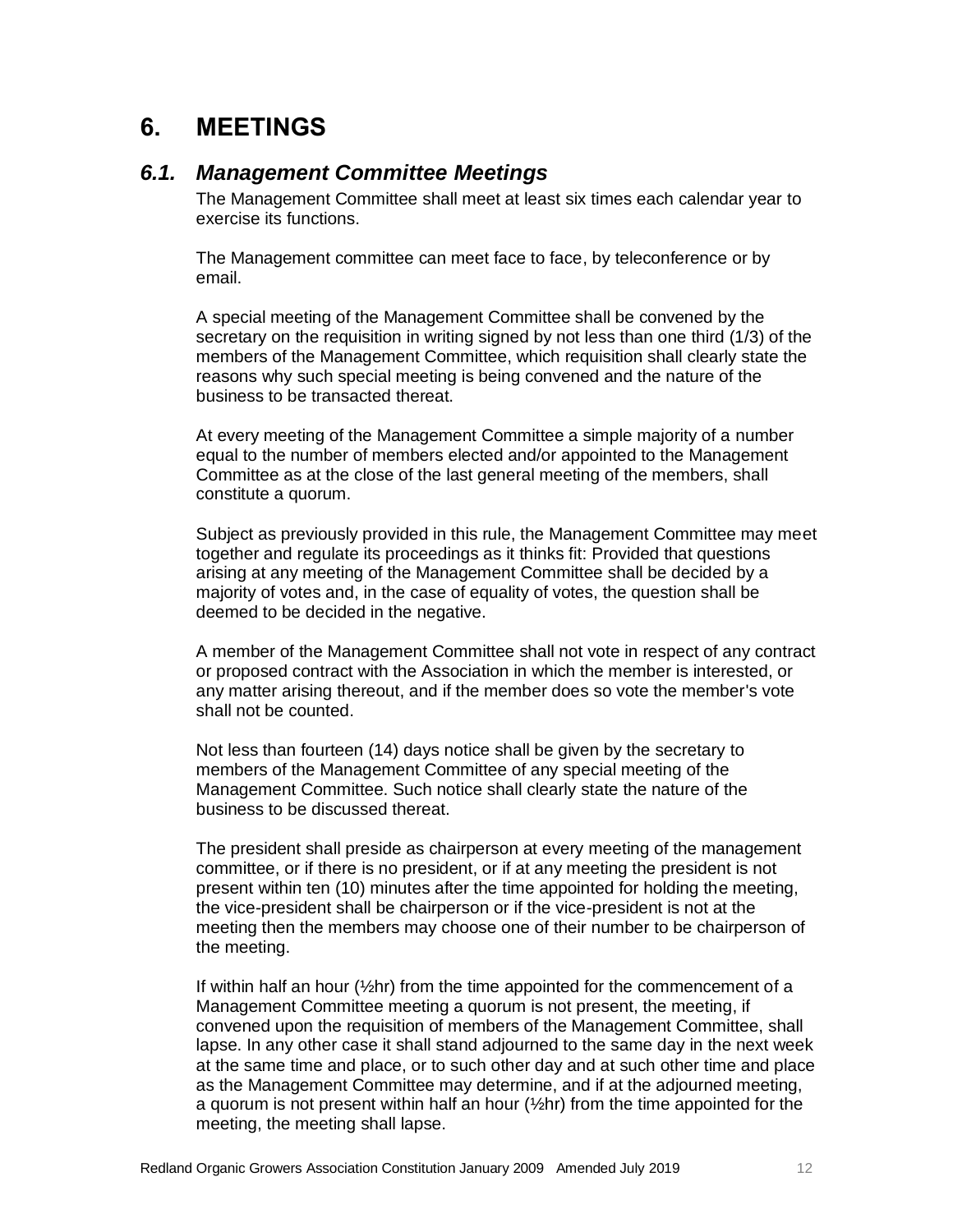# 6. MEETINGS

## *6.1. Management Committee Meetings*

The Management Committee shall meet at least six times each calendar year to exercise its functions.

The Management committee can meet face to face, by teleconference or by email.

A special meeting of the Management Committee shall be convened by the secretary on the requisition in writing signed by not less than one third (1/3) of the members of the Management Committee, which requisition shall clearly state the reasons why such special meeting is being convened and the nature of the business to be transacted thereat.

At every meeting of the Management Committee a simple majority of a number equal to the number of members elected and/or appointed to the Management Committee as at the close of the last general meeting of the members, shall constitute a quorum.

Subject as previously provided in this rule, the Management Committee may meet together and regulate its proceedings as it thinks fit: Provided that questions arising at any meeting of the Management Committee shall be decided by a majority of votes and, in the case of equality of votes, the question shall be deemed to be decided in the negative.

A member of the Management Committee shall not vote in respect of any contract or proposed contract with the Association in which the member is interested, or any matter arising thereout, and if the member does so vote the member's vote shall not be counted.

Not less than fourteen (14) days notice shall be given by the secretary to members of the Management Committee of any special meeting of the Management Committee. Such notice shall clearly state the nature of the business to be discussed thereat.

The president shall preside as chairperson at every meeting of the management committee, or if there is no president, or if at any meeting the president is not present within ten (10) minutes after the time appointed for holding the meeting, the vice-president shall be chairperson or if the vice-president is not at the meeting then the members may choose one of their number to be chairperson of the meeting.

If within half an hour (½hr) from the time appointed for the commencement of a Management Committee meeting a quorum is not present, the meeting, if convened upon the requisition of members of the Management Committee, shall lapse. In any other case it shall stand adjourned to the same day in the next week at the same time and place, or to such other day and at such other time and place as the Management Committee may determine, and if at the adjourned meeting, a quorum is not present within half an hour (½hr) from the time appointed for the meeting, the meeting shall lapse.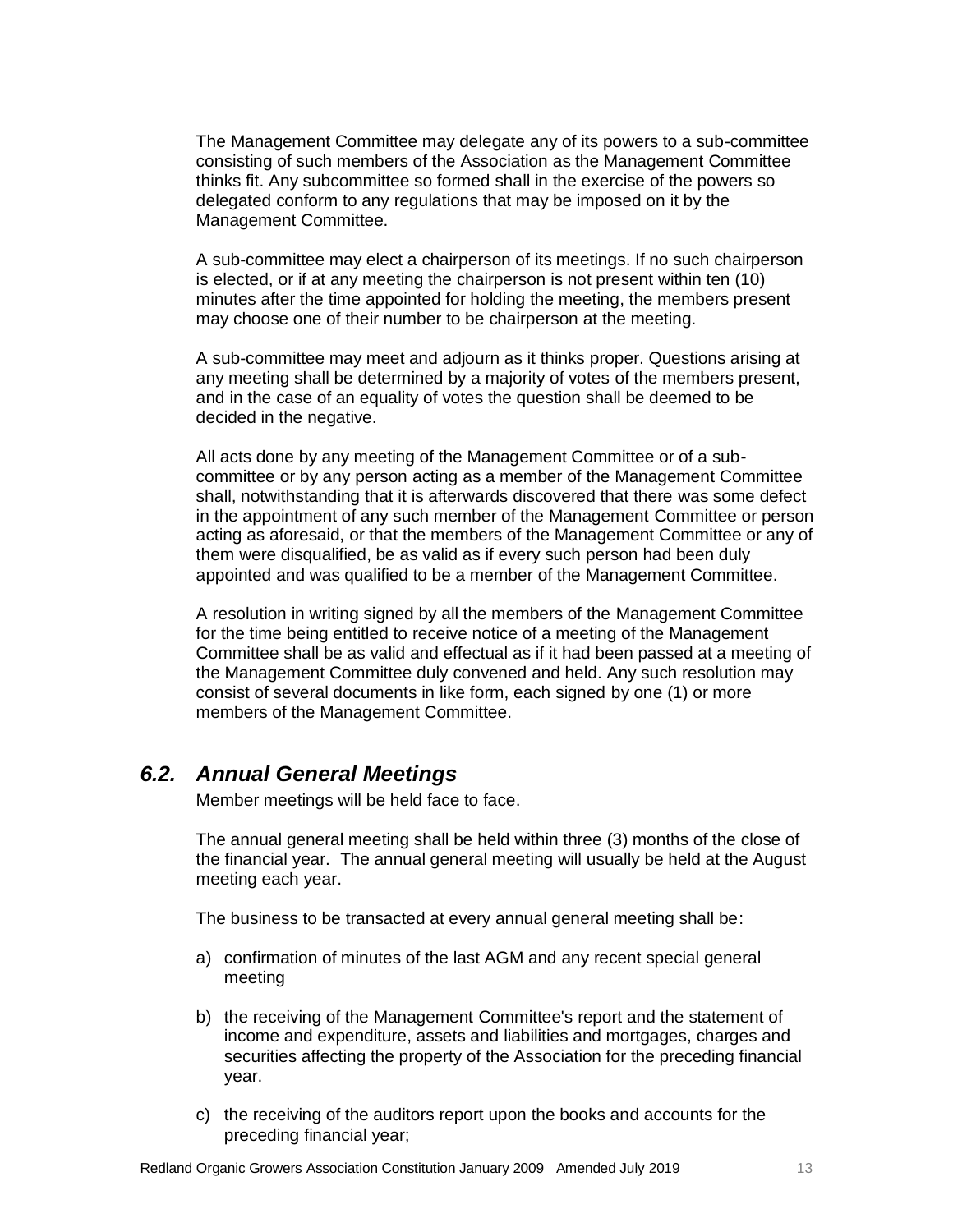The Management Committee may delegate any of its powers to a sub-committee consisting of such members of the Association as the Management Committee thinks fit. Any subcommittee so formed shall in the exercise of the powers so delegated conform to any regulations that may be imposed on it by the Management Committee.

A sub-committee may elect a chairperson of its meetings. If no such chairperson is elected, or if at any meeting the chairperson is not present within ten (10) minutes after the time appointed for holding the meeting, the members present may choose one of their number to be chairperson at the meeting.

A sub-committee may meet and adjourn as it thinks proper. Questions arising at any meeting shall be determined by a majority of votes of the members present, and in the case of an equality of votes the question shall be deemed to be decided in the negative.

All acts done by any meeting of the Management Committee or of a sub-committee or by any person acting as a member of the Management Committee shall, notwithstanding that it is afterwards discovered that there was some defect in the appointment of any such member of the Management Committee or person acting as aforesaid, or that the members of the Management Committee or any of them were disqualified, be as valid as if every such person had been duly appointed and was qualified to be a member of the Management Committee.

A resolution in writing signed by all the members of the Management Committee for the time being entitled to receive notice of a meeting of the Management Committee shall be as valid and effectual as if it had been passed at a meeting of the Management Committee duly convened and held. Any such resolution may consist of several documents in like form, each signed by one (1) or more members of the Management Committee.

## *6.2. Annual General Meetings*

Member meetings will be held face to face.

The annual general meeting shall be held within three (3) months of the close of the financial year. The annual general meeting will usually be held at the August meeting each year.

The business to be transacted at every annual general meeting shall be:

a) confirmation of minutes of the last AGM and any recent special general meeting

b) the receiving of the Management Committee's report and the statement of income and expenditure, assets and liabilities and mortgages, charges and securities affecting the property of the Association for the preceding financial year.

c) the receiving of the auditors report upon the books and accounts for the preceding financial year;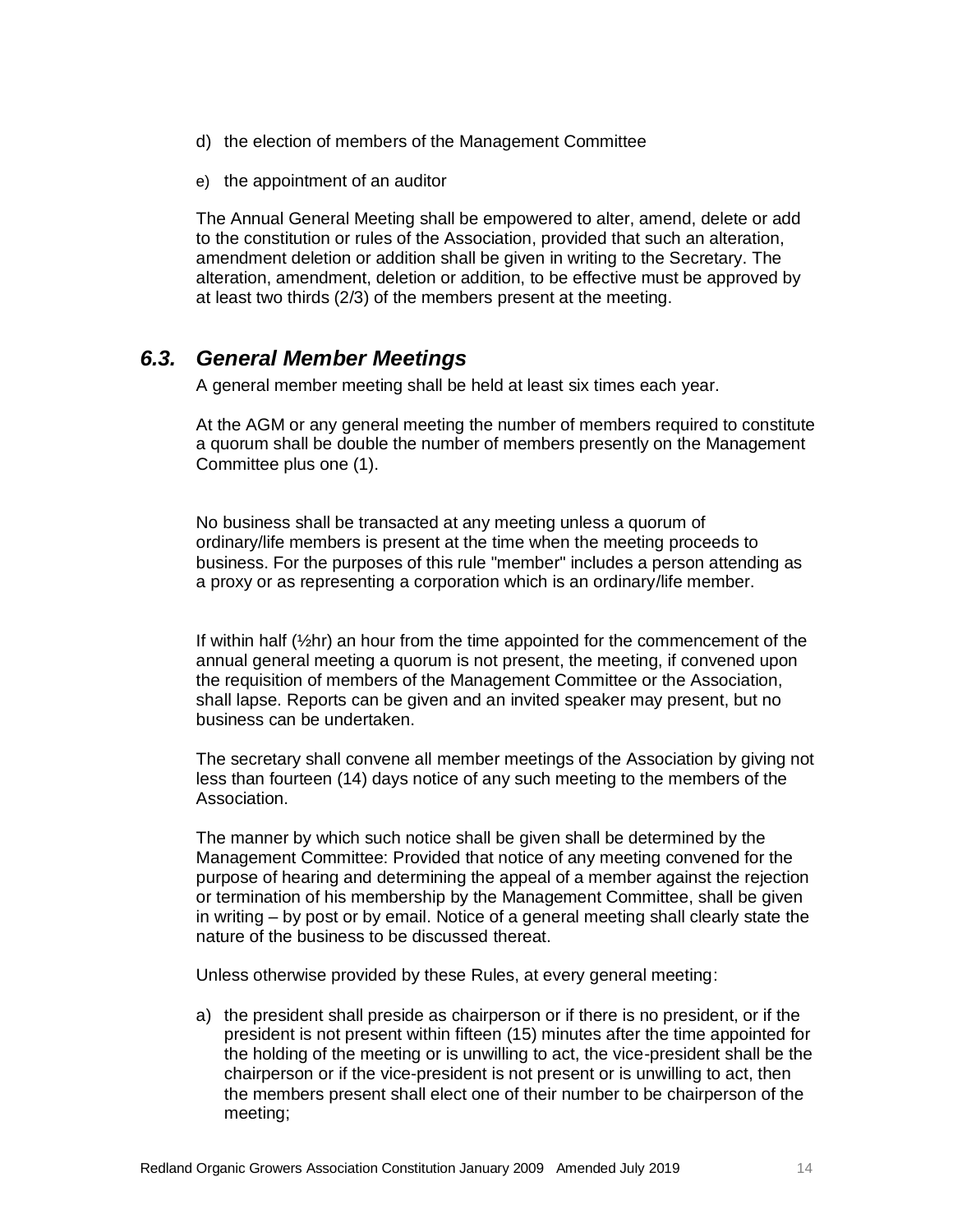d) the election of members of the Management Committee

e) the appointment of an auditor

The Annual General Meeting shall be empowered to alter, amend, delete or add to the constitution or rules of the Association, provided that such an alteration, amendment deletion or addition shall be given in writing to the Secretary. The alteration, amendment, deletion or addition, to be effective must be approved by at least two thirds (2/3) of the members present at the meeting.

## *6.3. General Member Meetings*

A general member meeting shall be held at least six times each year.

At the AGM or any general meeting the number of members required to constitute a quorum shall be double the number of members presently on the Management Committee plus one (1).

No business shall be transacted at any meeting unless a quorum of ordinary/life members is present at the time when the meeting proceeds to business. For the purposes of this rule "member" includes a person attending as a proxy or as representing a corporation which is an ordinary/life member.

If within half (½hr) an hour from the time appointed for the commencement of the annual general meeting a quorum is not present, the meeting, if convened upon the requisition of members of the Management Committee or the Association, shall lapse. Reports can be given and an invited speaker may present, but no business can be undertaken.

The secretary shall convene all member meetings of the Association by giving not less than fourteen (14) days notice of any such meeting to the members of the Association.

The manner by which such notice shall be given shall be determined by the Management Committee: Provided that notice of any meeting convened for the purpose of hearing and determining the appeal of a member against the rejection or termination of his membership by the Management Committee, shall be given in writing – by post or by email. Notice of a general meeting shall clearly state the nature of the business to be discussed thereat.

Unless otherwise provided by these Rules, at every general meeting:

a) the president shall preside as chairperson or if there is no president, or if the president is not present within fifteen (15) minutes after the time appointed for the holding of the meeting or is unwilling to act, the vice-president shall be the chairperson or if the vice-president is not present or is unwilling to act, then the members present shall elect one of their number to be chairperson of the meeting;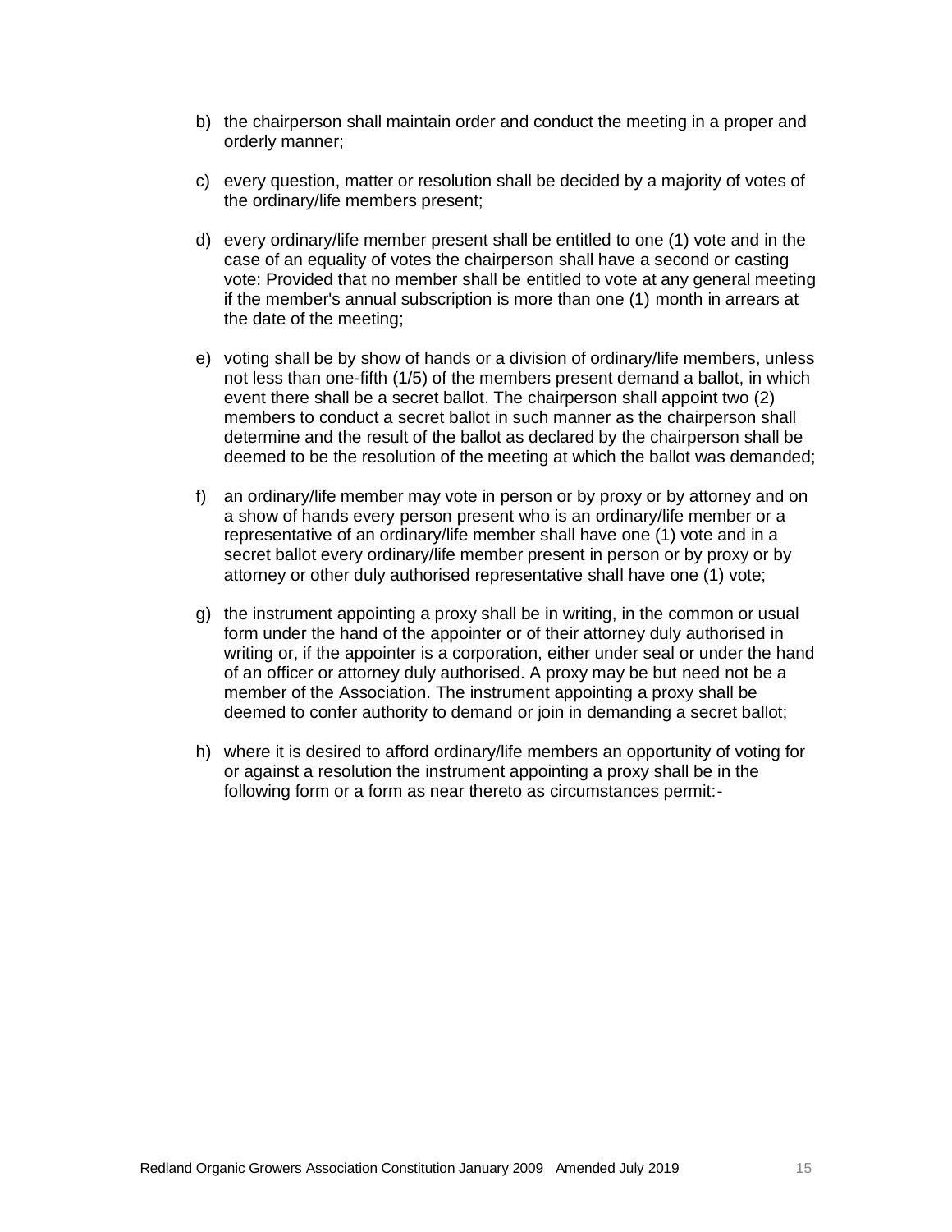b) the chairperson shall maintain order and conduct the meeting in a proper and orderly manner;

c) every question, matter or resolution shall be decided by a majority of votes of the ordinary/life members present;

d) every ordinary/life member present shall be entitled to one (1) vote and in the case of an equality of votes the chairperson shall have a second or casting vote: Provided that no member shall be entitled to vote at any general meeting if the member's annual subscription is more than one (1) month in arrears at the date of the meeting;

e) voting shall be by show of hands or a division of ordinary/life members, unless not less than one-fifth (1/5) of the members present demand a ballot, in which event there shall be a secret ballot. The chairperson shall appoint two (2) members to conduct a secret ballot in such manner as the chairperson shall determine and the result of the ballot as declared by the chairperson shall be deemed to be the resolution of the meeting at which the ballot was demanded;

f) an ordinary/life member may vote in person or by proxy or by attorney and on a show of hands every person present who is an ordinary/life member or a representative of an ordinary/life member shall have one (1) vote and in a secret ballot every ordinary/life member present in person or by proxy or by attorney or other duly authorised representative shall have one (1) vote;

g) the instrument appointing a proxy shall be in writing, in the common or usual form under the hand of the appointer or of their attorney duly authorised in writing or, if the appointer is a corporation, either under seal or under the hand of an officer or attorney duly authorised. A proxy may be but need not be a member of the Association. The instrument appointing a proxy shall be deemed to confer authority to demand or join in demanding a secret ballot;

h) where it is desired to afford ordinary/life members an opportunity of voting for or against a resolution the instrument appointing a proxy shall be in the following form or a form as near thereto as circumstances permit:-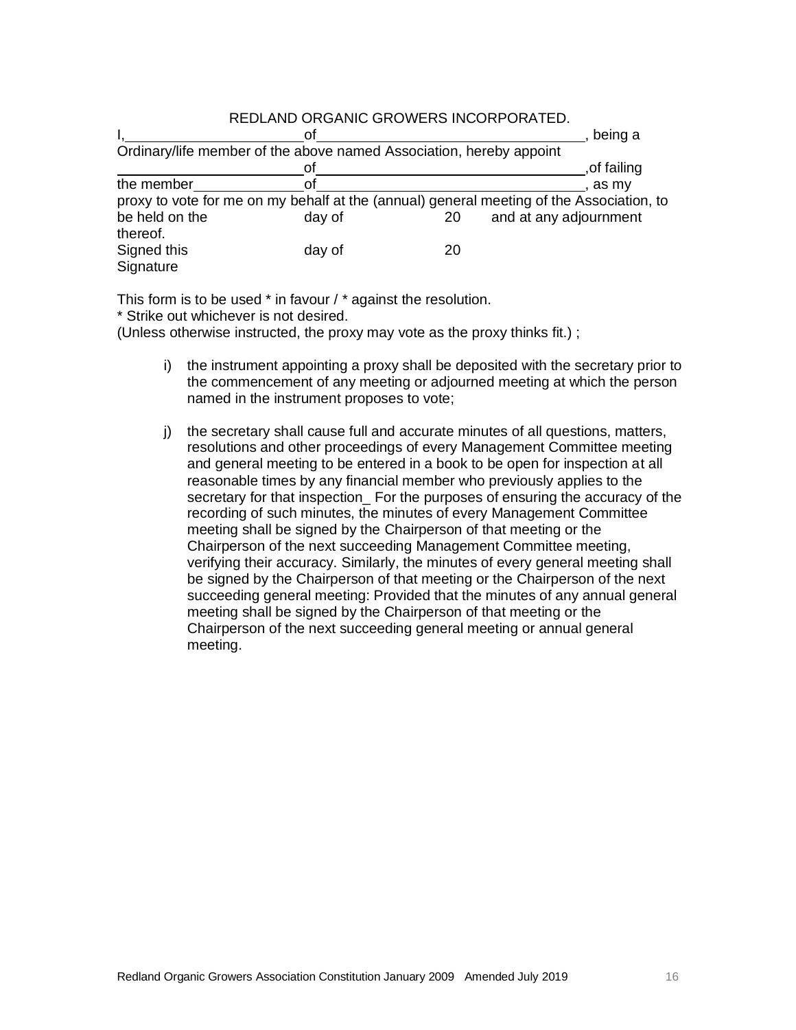REDLAND ORGANIC GROWERS INCORPORATED.

I,______________________ of ________________________________, being a Ordinary/life member of the above named Association, hereby appoint ______________________ of ________________________________,of failing the member ______________ of ________________________________, as my proxy to vote for me on my behalf at the (annual) general meeting of the Association, to be held on the          day of          20     and at any adjournment thereof.

Signed this          day of          20

Signature

This form is to be used * in favour / * against the resolution.

* Strike out whichever is not desired.

(Unless otherwise instructed, the proxy may vote as the proxy thinks fit.) ;

i) the instrument appointing a proxy shall be deposited with the secretary prior to the commencement of any meeting or adjourned meeting at which the person named in the instrument proposes to vote;

j) the secretary shall cause full and accurate minutes of all questions, matters, resolutions and other proceedings of every Management Committee meeting and general meeting to be entered in a book to be open for inspection at all reasonable times by any financial member who previously applies to the secretary for that inspection_ For the purposes of ensuring the accuracy of the recording of such minutes, the minutes of every Management Committee meeting shall be signed by the Chairperson of that meeting or the Chairperson of the next succeeding Management Committee meeting, verifying their accuracy. Similarly, the minutes of every general meeting shall be signed by the Chairperson of that meeting or the Chairperson of the next succeeding general meeting: Provided that the minutes of any annual general meeting shall be signed by the Chairperson of that meeting or the Chairperson of the next succeeding general meeting or annual general meeting.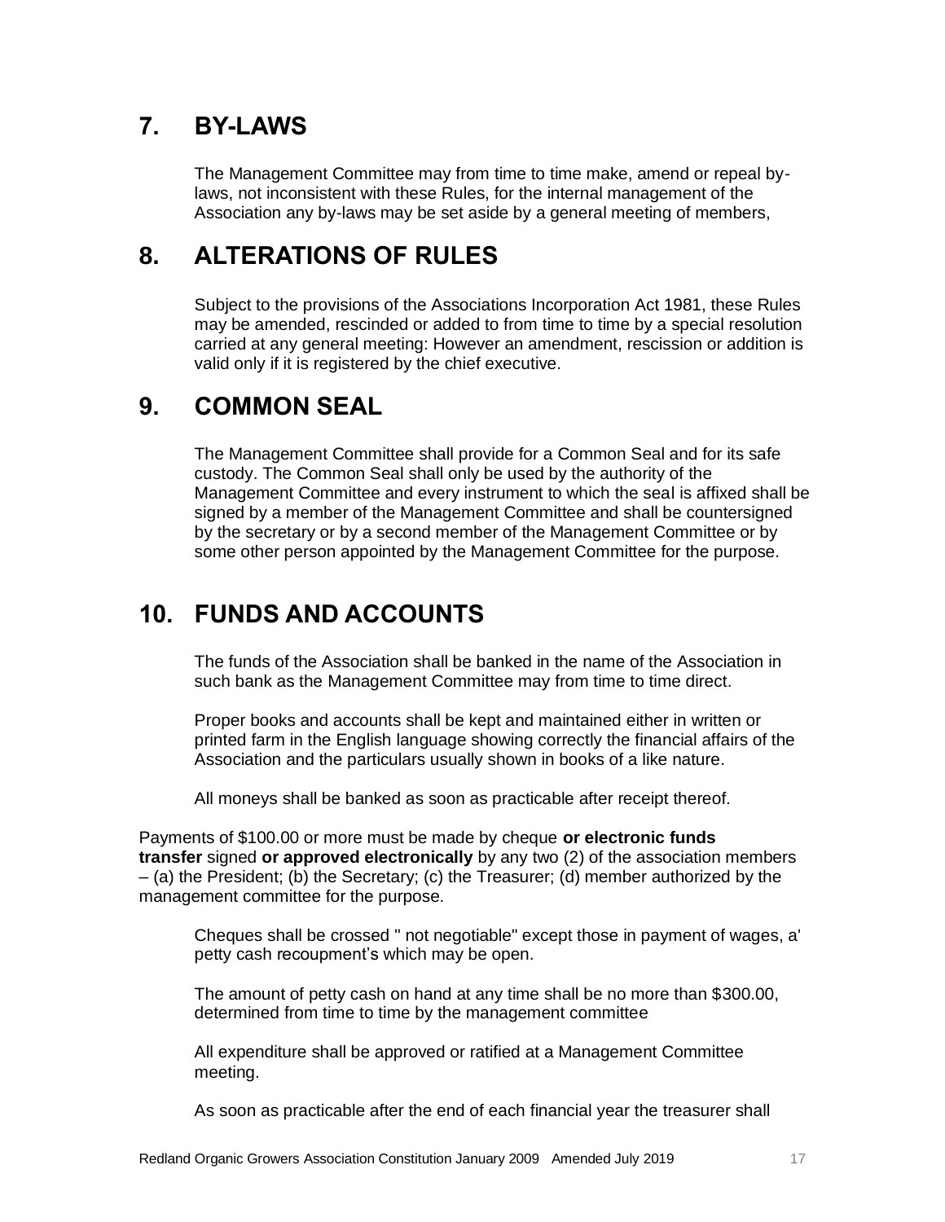## 7. BY-LAWS

The Management Committee may from time to time make, amend or repeal by-laws, not inconsistent with these Rules, for the internal management of the Association any by-laws may be set aside by a general meeting of members,

## 8. ALTERATIONS OF RULES

Subject to the provisions of the Associations Incorporation Act 1981, these Rules may be amended, rescinded or added to from time to time by a special resolution carried at any general meeting: However an amendment, rescission or addition is valid only if it is registered by the chief executive.

## 9. COMMON SEAL

The Management Committee shall provide for a Common Seal and for its safe custody. The Common Seal shall only be used by the authority of the Management Committee and every instrument to which the seal is affixed shall be signed by a member of the Management Committee and shall be countersigned by the secretary or by a second member of the Management Committee or by some other person appointed by the Management Committee for the purpose.

## 10. FUNDS AND ACCOUNTS

The funds of the Association shall be banked in the name of the Association in such bank as the Management Committee may from time to time direct.

Proper books and accounts shall be kept and maintained either in written or printed farm in the English language showing correctly the financial affairs of the Association and the particulars usually shown in books of a like nature.

All moneys shall be banked as soon as practicable after receipt thereof.

Payments of $100.00 or more must be made by cheque **or electronic funds transfer** signed **or approved electronically** by any two (2) of the association members – (a) the President; (b) the Secretary; (c) the Treasurer; (d) member authorized by the management committee for the purpose.

Cheques shall be crossed " not negotiable" except those in payment of wages, a' petty cash recoupment's which may be open.

The amount of petty cash on hand at any time shall be no more than $300.00, determined from time to time by the management committee

All expenditure shall be approved or ratified at a Management Committee meeting.

As soon as practicable after the end of each financial year the treasurer shall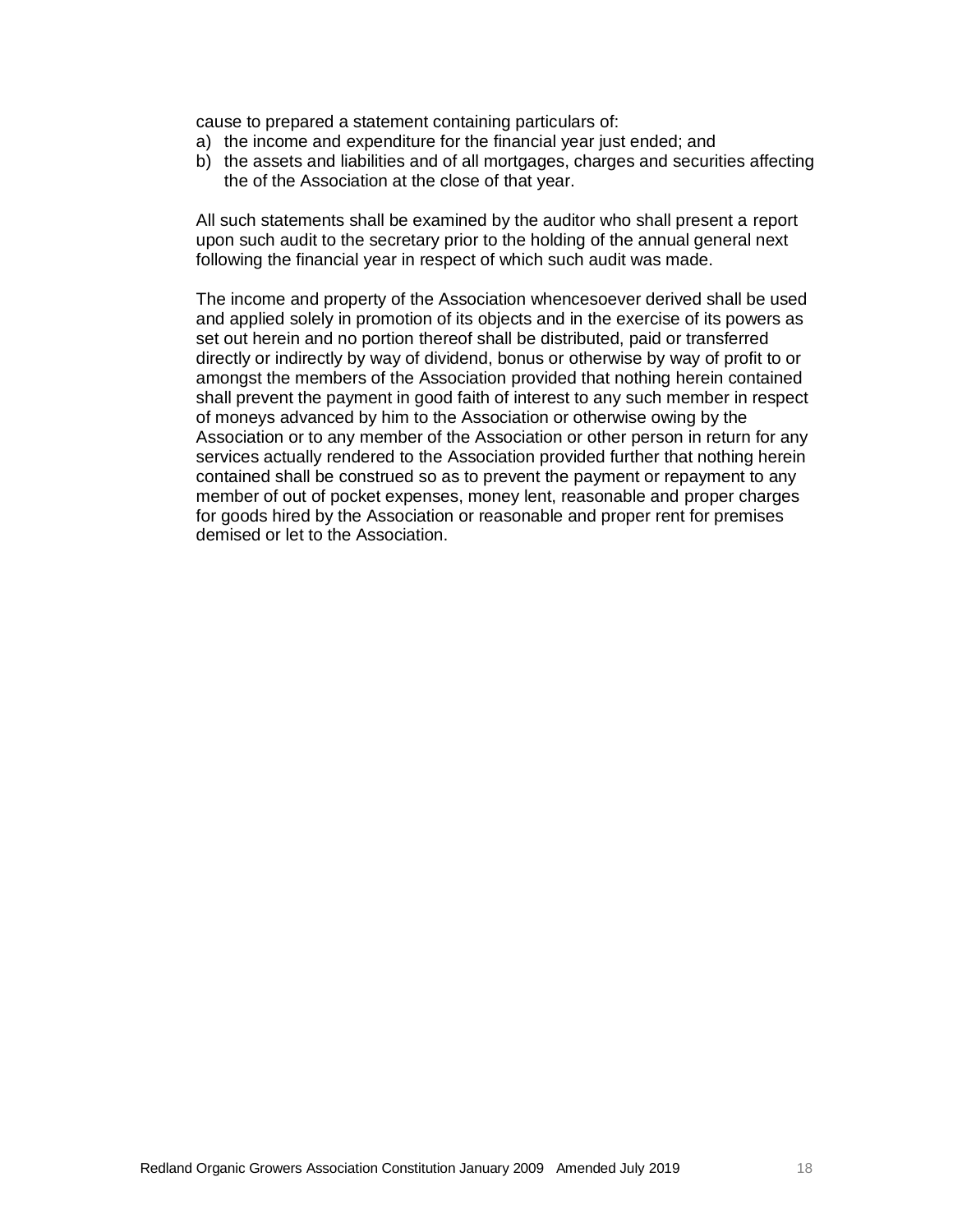cause to prepared a statement containing particulars of:

a) the income and expenditure for the financial year just ended; and
b) the assets and liabilities and of all mortgages, charges and securities affecting the of the Association at the close of that year.

All such statements shall be examined by the auditor who shall present a report upon such audit to the secretary prior to the holding of the annual general next following the financial year in respect of which such audit was made.

The income and property of the Association whencesoever derived shall be used and applied solely in promotion of its objects and in the exercise of its powers as set out herein and no portion thereof shall be distributed, paid or transferred directly or indirectly by way of dividend, bonus or otherwise by way of profit to or amongst the members of the Association provided that nothing herein contained shall prevent the payment in good faith of interest to any such member in respect of moneys advanced by him to the Association or otherwise owing by the Association or to any member of the Association or other person in return for any services actually rendered to the Association provided further that nothing herein contained shall be construed so as to prevent the payment or repayment to any member of out of pocket expenses, money lent, reasonable and proper charges for goods hired by the Association or reasonable and proper rent for premises demised or let to the Association.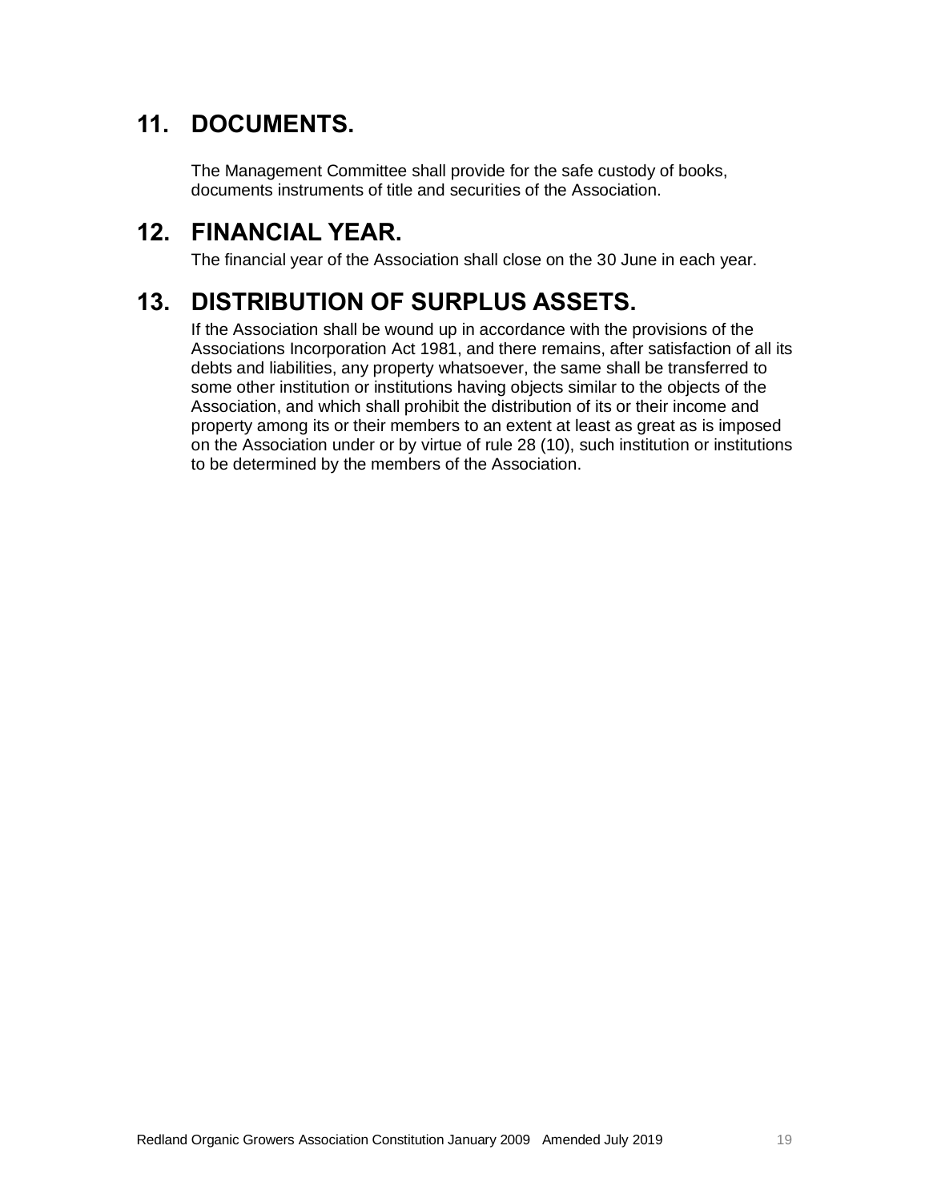## 11. DOCUMENTS.

The Management Committee shall provide for the safe custody of books, documents instruments of title and securities of the Association.

## 12. FINANCIAL YEAR.

The financial year of the Association shall close on the 30 June in each year.

## 13. DISTRIBUTION OF SURPLUS ASSETS.

If the Association shall be wound up in accordance with the provisions of the Associations Incorporation Act 1981, and there remains, after satisfaction of all its debts and liabilities, any property whatsoever, the same shall be transferred to some other institution or institutions having objects similar to the objects of the Association, and which shall prohibit the distribution of its or their income and property among its or their members to an extent at least as great as is imposed on the Association under or by virtue of rule 28 (10), such institution or institutions to be determined by the members of the Association.